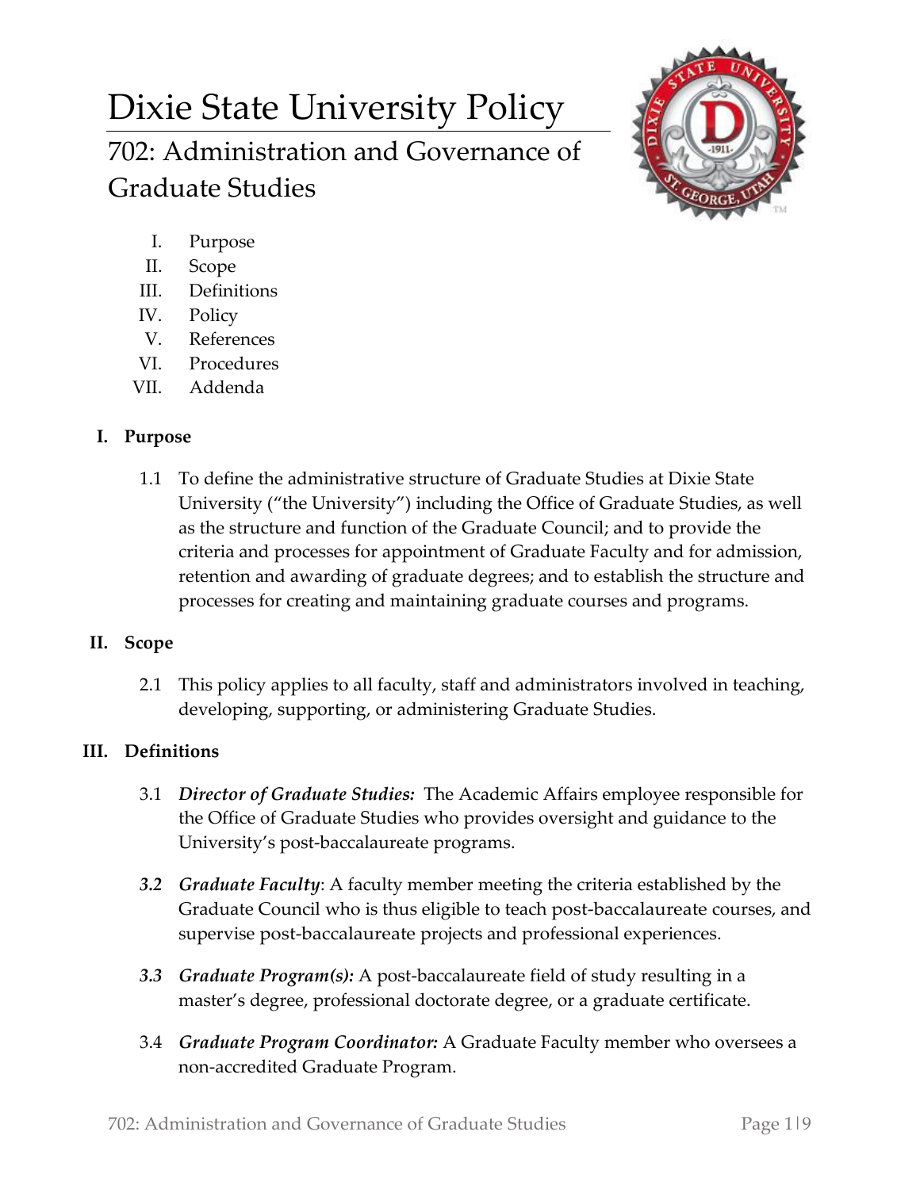# Dixie State University Policy

## 702: Administration and Governance of Graduate Studies

I. Purpose
II. Scope
III. Definitions
IV. Policy
V. References
VI. Procedures
VII. Addenda

### I. Purpose

1.1 To define the administrative structure of Graduate Studies at Dixie State University ("the University") including the Office of Graduate Studies, as well as the structure and function of the Graduate Council; and to provide the criteria and processes for appointment of Graduate Faculty and for admission, retention and awarding of graduate degrees; and to establish the structure and processes for creating and maintaining graduate courses and programs.

### II. Scope

2.1 This policy applies to all faculty, staff and administrators involved in teaching, developing, supporting, or administering Graduate Studies.

### III. Definitions

3.1 ***Director of Graduate Studies:*** The Academic Affairs employee responsible for the Office of Graduate Studies who provides oversight and guidance to the University's post-baccalaureate programs.

***3.2*** ***Graduate Faculty***: A faculty member meeting the criteria established by the Graduate Council who is thus eligible to teach post-baccalaureate courses, and supervise post-baccalaureate projects and professional experiences.

***3.3*** ***Graduate Program(s):*** A post-baccalaureate field of study resulting in a master's degree, professional doctorate degree, or a graduate certificate.

3.4 ***Graduate Program Coordinator:*** A Graduate Faculty member who oversees a non-accredited Graduate Program.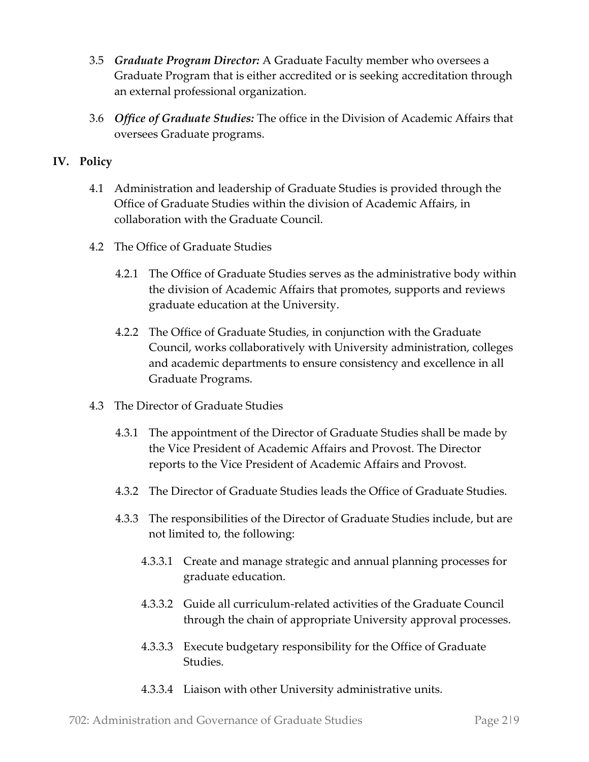3.5 ***Graduate Program Director:*** A Graduate Faculty member who oversees a Graduate Program that is either accredited or is seeking accreditation through an external professional organization.

3.6 ***Office of Graduate Studies:*** The office in the Division of Academic Affairs that oversees Graduate programs.

## IV. Policy

4.1 Administration and leadership of Graduate Studies is provided through the Office of Graduate Studies within the division of Academic Affairs, in collaboration with the Graduate Council.

4.2 The Office of Graduate Studies

4.2.1 The Office of Graduate Studies serves as the administrative body within the division of Academic Affairs that promotes, supports and reviews graduate education at the University.

4.2.2 The Office of Graduate Studies, in conjunction with the Graduate Council, works collaboratively with University administration, colleges and academic departments to ensure consistency and excellence in all Graduate Programs.

4.3 The Director of Graduate Studies

4.3.1 The appointment of the Director of Graduate Studies shall be made by the Vice President of Academic Affairs and Provost. The Director reports to the Vice President of Academic Affairs and Provost.

4.3.2 The Director of Graduate Studies leads the Office of Graduate Studies.

4.3.3 The responsibilities of the Director of Graduate Studies include, but are not limited to, the following:

4.3.3.1 Create and manage strategic and annual planning processes for graduate education.

4.3.3.2 Guide all curriculum-related activities of the Graduate Council through the chain of appropriate University approval processes.

4.3.3.3 Execute budgetary responsibility for the Office of Graduate Studies.

4.3.3.4 Liaison with other University administrative units.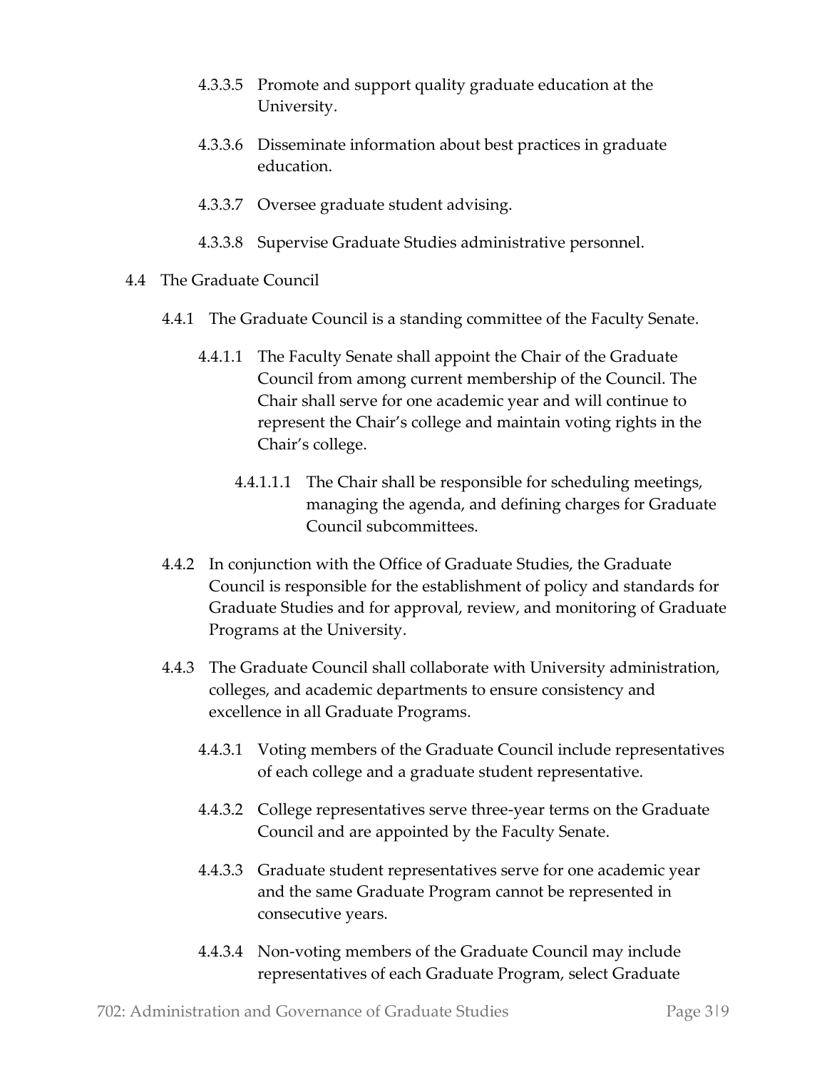4.3.3.5 Promote and support quality graduate education at the University.

4.3.3.6 Disseminate information about best practices in graduate education.

4.3.3.7 Oversee graduate student advising.

4.3.3.8 Supervise Graduate Studies administrative personnel.

4.4 The Graduate Council

4.4.1 The Graduate Council is a standing committee of the Faculty Senate.

4.4.1.1 The Faculty Senate shall appoint the Chair of the Graduate Council from among current membership of the Council. The Chair shall serve for one academic year and will continue to represent the Chair's college and maintain voting rights in the Chair's college.

4.4.1.1.1 The Chair shall be responsible for scheduling meetings, managing the agenda, and defining charges for Graduate Council subcommittees.

4.4.2 In conjunction with the Office of Graduate Studies, the Graduate Council is responsible for the establishment of policy and standards for Graduate Studies and for approval, review, and monitoring of Graduate Programs at the University.

4.4.3 The Graduate Council shall collaborate with University administration, colleges, and academic departments to ensure consistency and excellence in all Graduate Programs.

4.4.3.1 Voting members of the Graduate Council include representatives of each college and a graduate student representative.

4.4.3.2 College representatives serve three-year terms on the Graduate Council and are appointed by the Faculty Senate.

4.4.3.3 Graduate student representatives serve for one academic year and the same Graduate Program cannot be represented in consecutive years.

4.4.3.4 Non-voting members of the Graduate Council may include representatives of each Graduate Program, select Graduate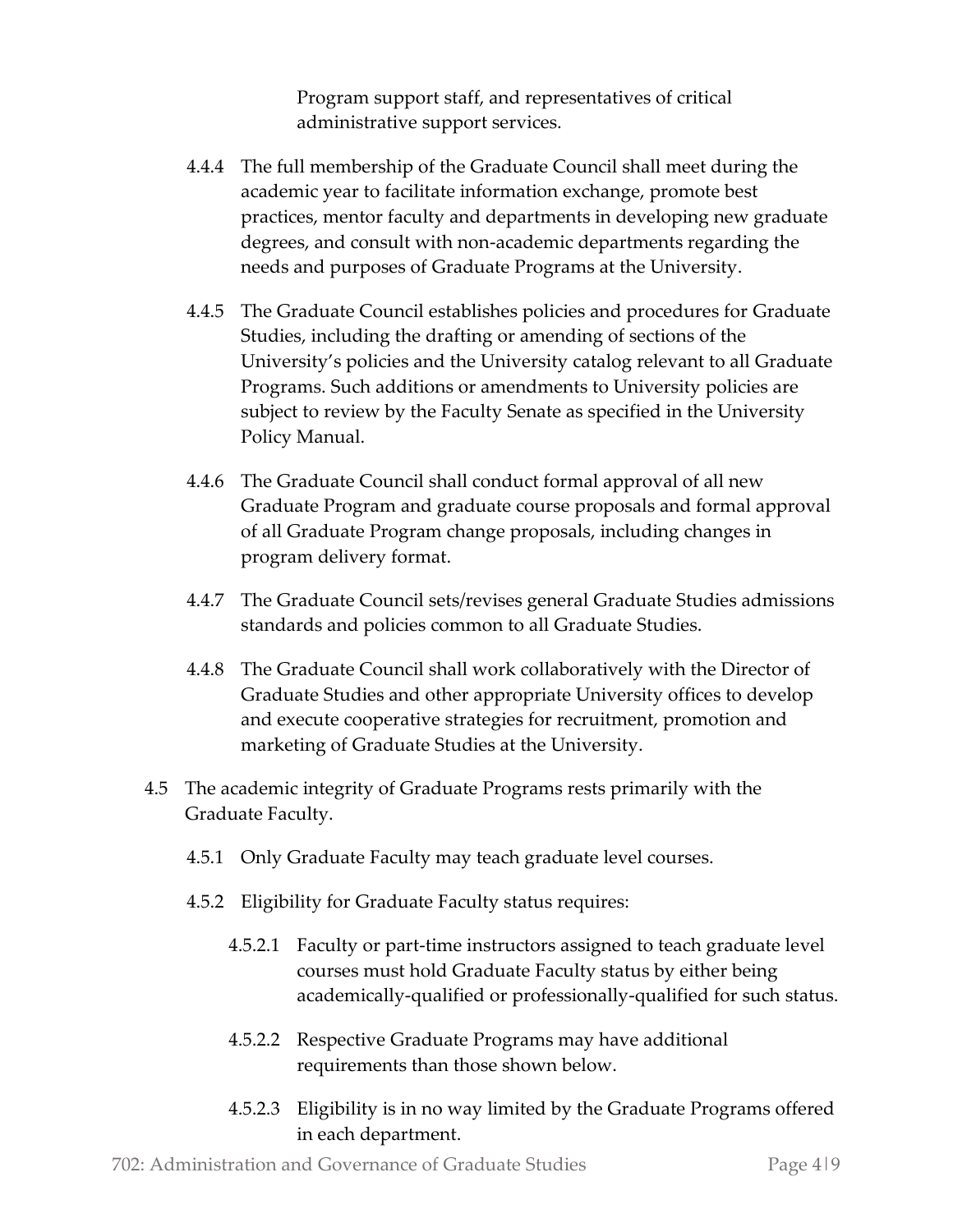Program support staff, and representatives of critical administrative support services.

4.4.4 The full membership of the Graduate Council shall meet during the academic year to facilitate information exchange, promote best practices, mentor faculty and departments in developing new graduate degrees, and consult with non-academic departments regarding the needs and purposes of Graduate Programs at the University.

4.4.5 The Graduate Council establishes policies and procedures for Graduate Studies, including the drafting or amending of sections of the University's policies and the University catalog relevant to all Graduate Programs. Such additions or amendments to University policies are subject to review by the Faculty Senate as specified in the University Policy Manual.

4.4.6 The Graduate Council shall conduct formal approval of all new Graduate Program and graduate course proposals and formal approval of all Graduate Program change proposals, including changes in program delivery format.

4.4.7 The Graduate Council sets/revises general Graduate Studies admissions standards and policies common to all Graduate Studies.

4.4.8 The Graduate Council shall work collaboratively with the Director of Graduate Studies and other appropriate University offices to develop and execute cooperative strategies for recruitment, promotion and marketing of Graduate Studies at the University.

4.5 The academic integrity of Graduate Programs rests primarily with the Graduate Faculty.

4.5.1 Only Graduate Faculty may teach graduate level courses.

4.5.2 Eligibility for Graduate Faculty status requires:

4.5.2.1 Faculty or part-time instructors assigned to teach graduate level courses must hold Graduate Faculty status by either being academically-qualified or professionally-qualified for such status.

4.5.2.2 Respective Graduate Programs may have additional requirements than those shown below.

4.5.2.3 Eligibility is in no way limited by the Graduate Programs offered in each department.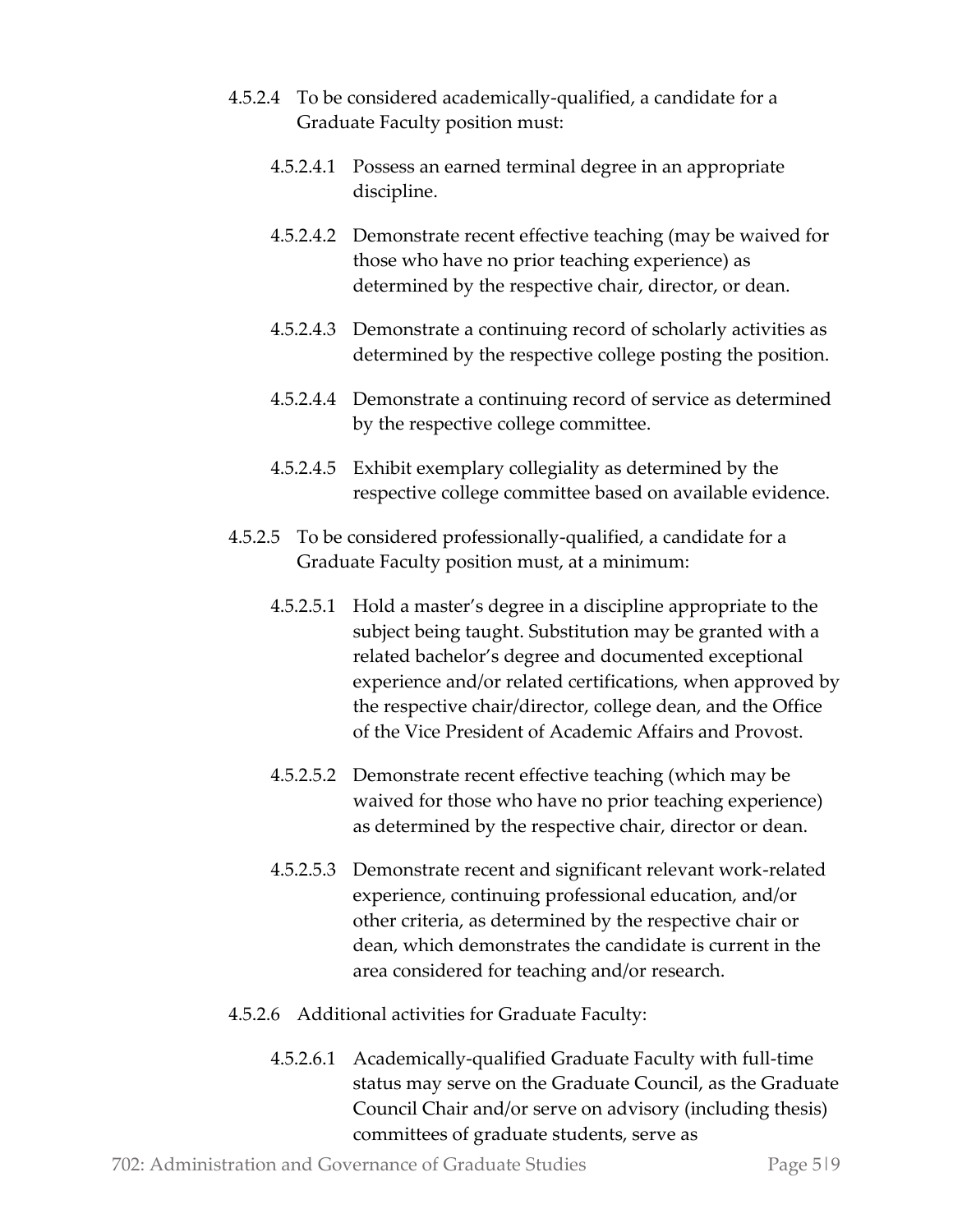4.5.2.4 To be considered academically-qualified, a candidate for a Graduate Faculty position must:

  4.5.2.4.1 Possess an earned terminal degree in an appropriate discipline.

  4.5.2.4.2 Demonstrate recent effective teaching (may be waived for those who have no prior teaching experience) as determined by the respective chair, director, or dean.

  4.5.2.4.3 Demonstrate a continuing record of scholarly activities as determined by the respective college posting the position.

  4.5.2.4.4 Demonstrate a continuing record of service as determined by the respective college committee.

  4.5.2.4.5 Exhibit exemplary collegiality as determined by the respective college committee based on available evidence.

4.5.2.5 To be considered professionally-qualified, a candidate for a Graduate Faculty position must, at a minimum:

  4.5.2.5.1 Hold a master's degree in a discipline appropriate to the subject being taught. Substitution may be granted with a related bachelor's degree and documented exceptional experience and/or related certifications, when approved by the respective chair/director, college dean, and the Office of the Vice President of Academic Affairs and Provost.

  4.5.2.5.2 Demonstrate recent effective teaching (which may be waived for those who have no prior teaching experience) as determined by the respective chair, director or dean.

  4.5.2.5.3 Demonstrate recent and significant relevant work-related experience, continuing professional education, and/or other criteria, as determined by the respective chair or dean, which demonstrates the candidate is current in the area considered for teaching and/or research.

4.5.2.6 Additional activities for Graduate Faculty:

  4.5.2.6.1 Academically-qualified Graduate Faculty with full-time status may serve on the Graduate Council, as the Graduate Council Chair and/or serve on advisory (including thesis) committees of graduate students, serve as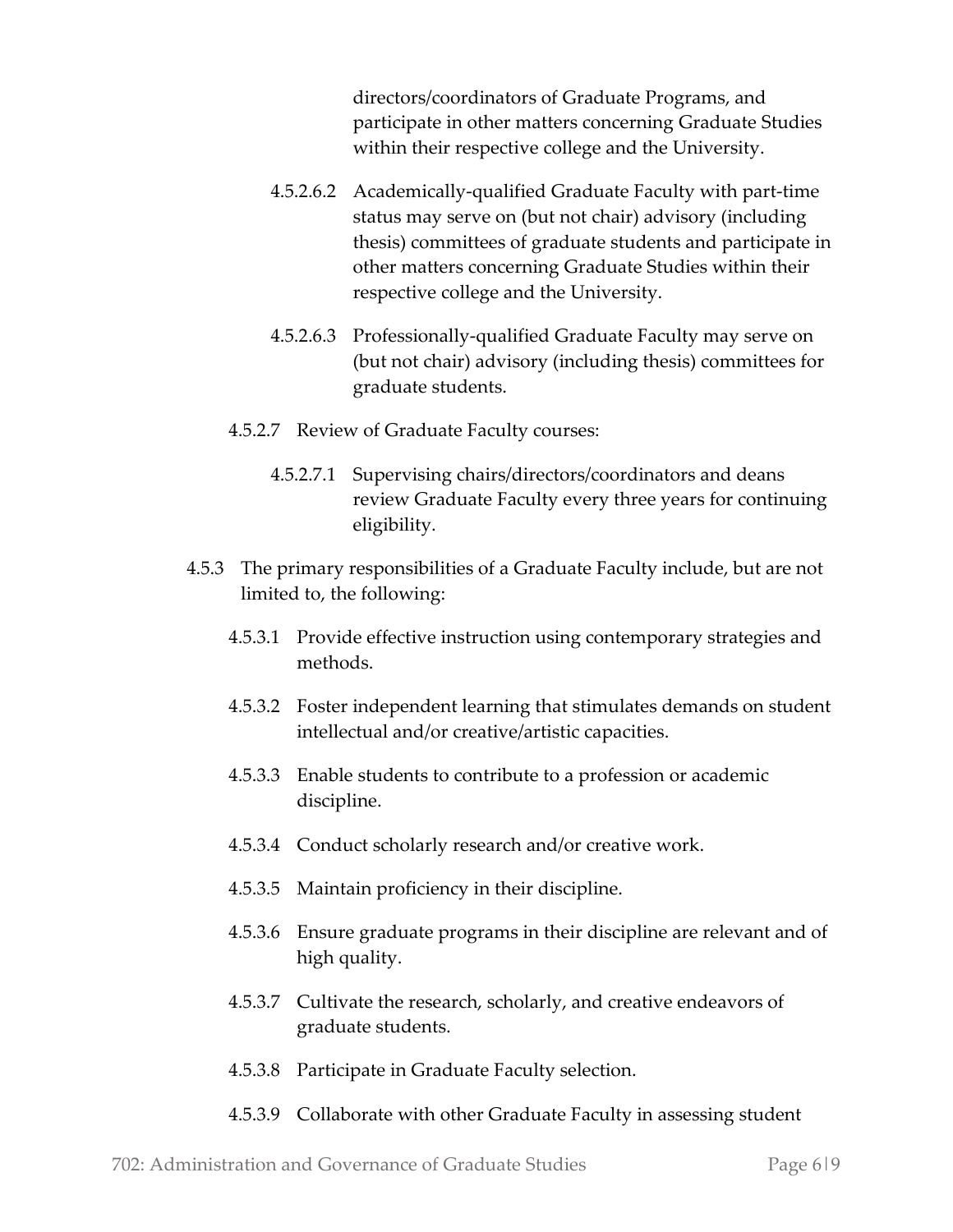directors/coordinators of Graduate Programs, and participate in other matters concerning Graduate Studies within their respective college and the University.

4.5.2.6.2 Academically-qualified Graduate Faculty with part-time status may serve on (but not chair) advisory (including thesis) committees of graduate students and participate in other matters concerning Graduate Studies within their respective college and the University.

4.5.2.6.3 Professionally-qualified Graduate Faculty may serve on (but not chair) advisory (including thesis) committees for graduate students.

4.5.2.7 Review of Graduate Faculty courses:

4.5.2.7.1 Supervising chairs/directors/coordinators and deans review Graduate Faculty every three years for continuing eligibility.

4.5.3 The primary responsibilities of a Graduate Faculty include, but are not limited to, the following:

4.5.3.1 Provide effective instruction using contemporary strategies and methods.

4.5.3.2 Foster independent learning that stimulates demands on student intellectual and/or creative/artistic capacities.

4.5.3.3 Enable students to contribute to a profession or academic discipline.

4.5.3.4 Conduct scholarly research and/or creative work.

4.5.3.5 Maintain proficiency in their discipline.

4.5.3.6 Ensure graduate programs in their discipline are relevant and of high quality.

4.5.3.7 Cultivate the research, scholarly, and creative endeavors of graduate students.

4.5.3.8 Participate in Graduate Faculty selection.

4.5.3.9 Collaborate with other Graduate Faculty in assessing student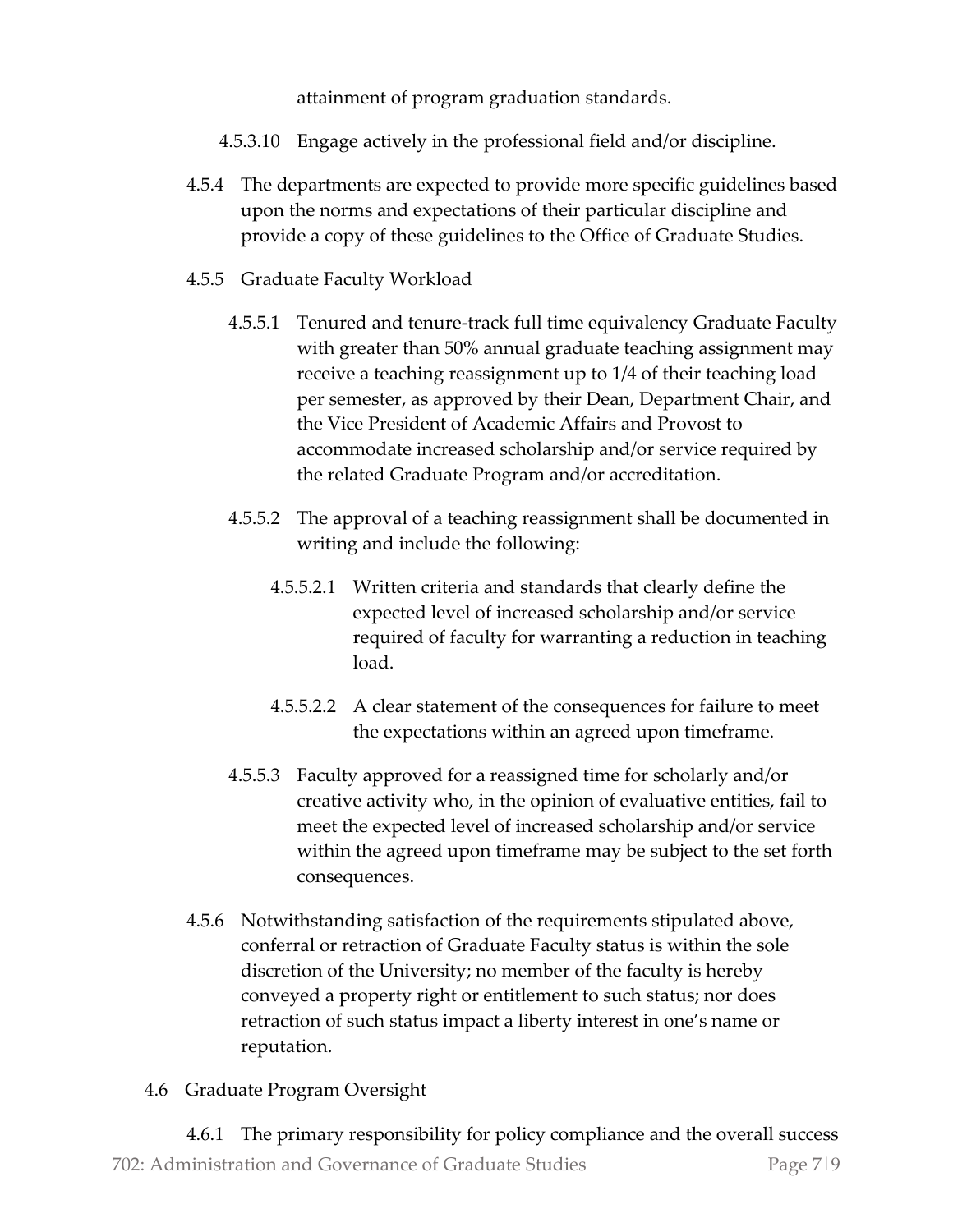attainment of program graduation standards.

4.5.3.10 Engage actively in the professional field and/or discipline.

4.5.4 The departments are expected to provide more specific guidelines based upon the norms and expectations of their particular discipline and provide a copy of these guidelines to the Office of Graduate Studies.

4.5.5 Graduate Faculty Workload

4.5.5.1 Tenured and tenure-track full time equivalency Graduate Faculty with greater than 50% annual graduate teaching assignment may receive a teaching reassignment up to 1/4 of their teaching load per semester, as approved by their Dean, Department Chair, and the Vice President of Academic Affairs and Provost to accommodate increased scholarship and/or service required by the related Graduate Program and/or accreditation.

4.5.5.2 The approval of a teaching reassignment shall be documented in writing and include the following:

4.5.5.2.1 Written criteria and standards that clearly define the expected level of increased scholarship and/or service required of faculty for warranting a reduction in teaching load.

4.5.5.2.2 A clear statement of the consequences for failure to meet the expectations within an agreed upon timeframe.

4.5.5.3 Faculty approved for a reassigned time for scholarly and/or creative activity who, in the opinion of evaluative entities, fail to meet the expected level of increased scholarship and/or service within the agreed upon timeframe may be subject to the set forth consequences.

4.5.6 Notwithstanding satisfaction of the requirements stipulated above, conferral or retraction of Graduate Faculty status is within the sole discretion of the University; no member of the faculty is hereby conveyed a property right or entitlement to such status; nor does retraction of such status impact a liberty interest in one's name or reputation.

4.6 Graduate Program Oversight

4.6.1 The primary responsibility for policy compliance and the overall success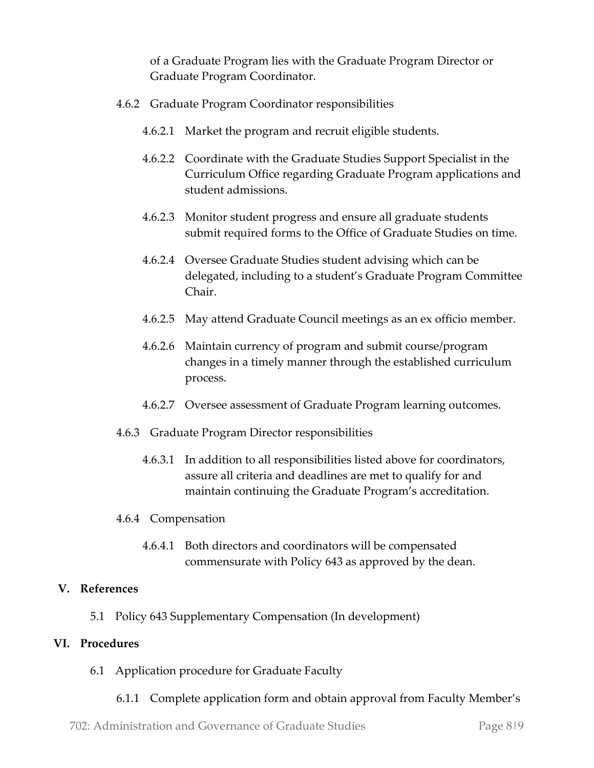of a Graduate Program lies with the Graduate Program Director or Graduate Program Coordinator.

4.6.2 Graduate Program Coordinator responsibilities

4.6.2.1 Market the program and recruit eligible students.

4.6.2.2 Coordinate with the Graduate Studies Support Specialist in the Curriculum Office regarding Graduate Program applications and student admissions.

4.6.2.3 Monitor student progress and ensure all graduate students submit required forms to the Office of Graduate Studies on time.

4.6.2.4 Oversee Graduate Studies student advising which can be delegated, including to a student's Graduate Program Committee Chair.

4.6.2.5 May attend Graduate Council meetings as an ex officio member.

4.6.2.6 Maintain currency of program and submit course/program changes in a timely manner through the established curriculum process.

4.6.2.7 Oversee assessment of Graduate Program learning outcomes.

4.6.3 Graduate Program Director responsibilities

4.6.3.1 In addition to all responsibilities listed above for coordinators, assure all criteria and deadlines are met to qualify for and maintain continuing the Graduate Program's accreditation.

4.6.4 Compensation

4.6.4.1 Both directors and coordinators will be compensated commensurate with Policy 643 as approved by the dean.

## V. References

5.1 Policy 643 Supplementary Compensation (In development)

## VI. Procedures

6.1 Application procedure for Graduate Faculty

6.1.1 Complete application form and obtain approval from Faculty Member's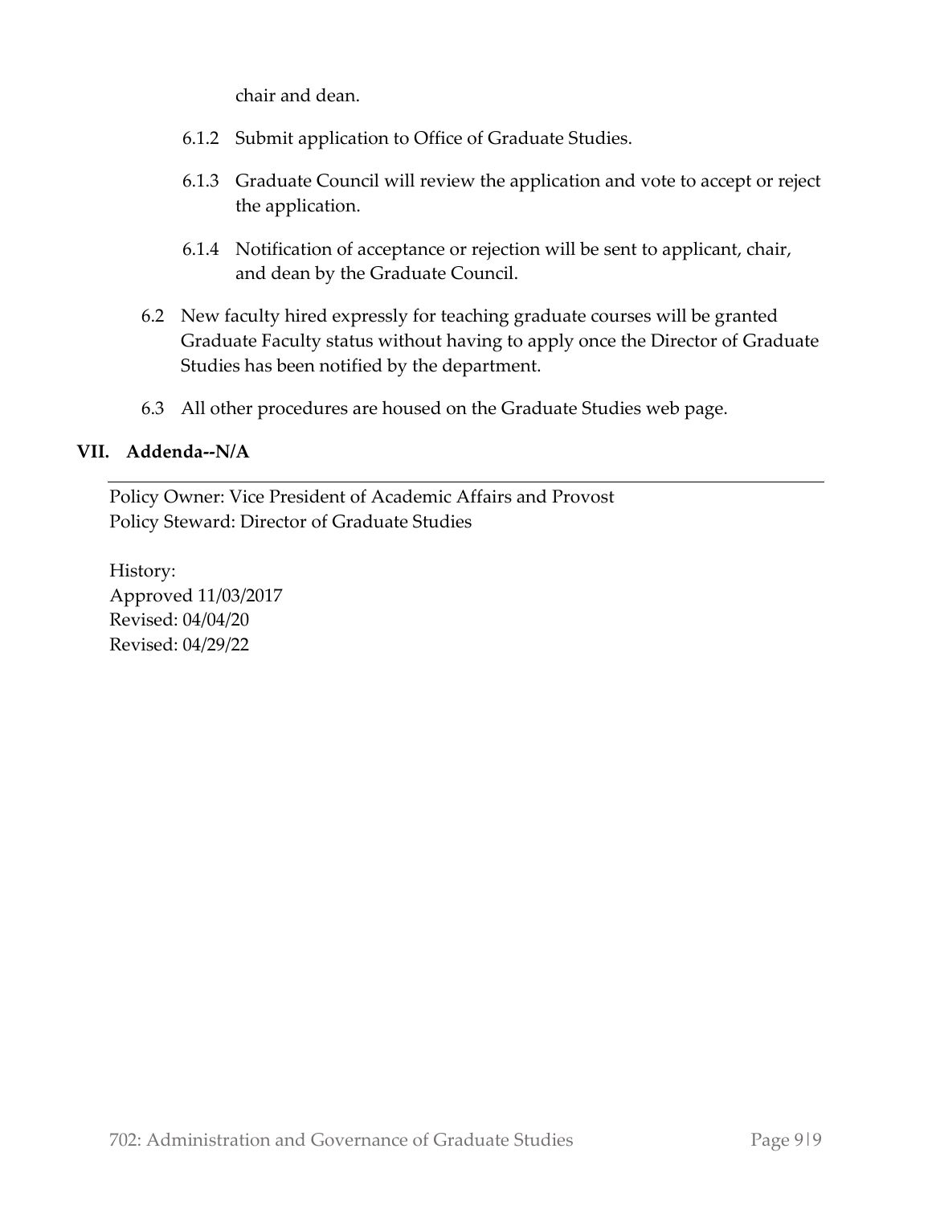chair and dean.

- 6.1.2 Submit application to Office of Graduate Studies.
- 6.1.3 Graduate Council will review the application and vote to accept or reject the application.
- 6.1.4 Notification of acceptance or rejection will be sent to applicant, chair, and dean by the Graduate Council.

6.2 New faculty hired expressly for teaching graduate courses will be granted Graduate Faculty status without having to apply once the Director of Graduate Studies has been notified by the department.

6.3 All other procedures are housed on the Graduate Studies web page.

## VII. Addenda--N/A

---

Policy Owner: Vice President of Academic Affairs and Provost
Policy Steward: Director of Graduate Studies

History:
Approved 11/03/2017
Revised: 04/04/20
Revised: 04/29/22